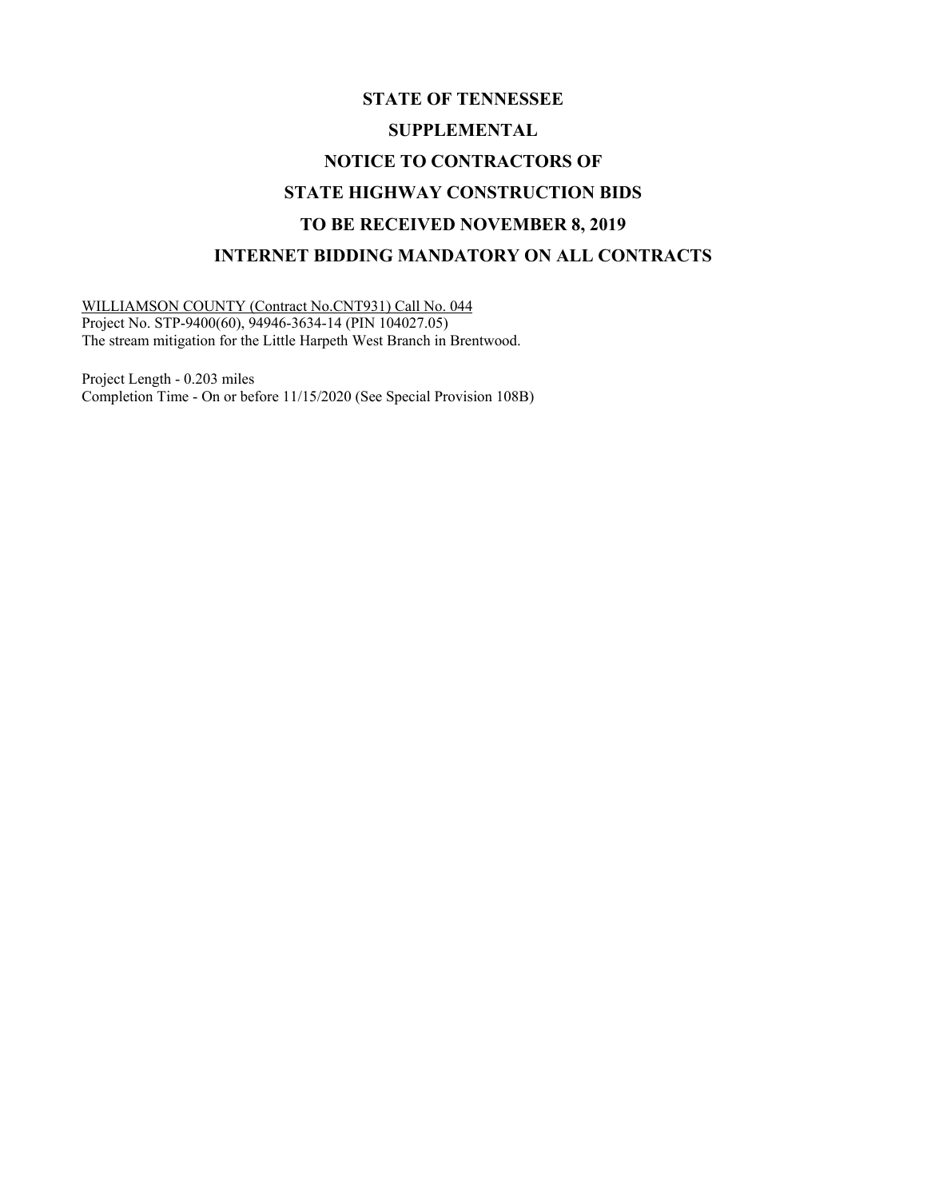# STATE OF TENNESSEE

# SUPPLEMENTAL

# NOTICE TO CONTRACTORS OF

# STATE HIGHWAY CONSTRUCTION BIDS

# TO BE RECEIVED NOVEMBER 8, 2019

# INTERNET BIDDING MANDATORY ON ALL CONTRACTS

WILLIAMSON COUNTY (Contract No.CNT931) Call No. 044
Project No. STP-9400(60), 94946-3634-14 (PIN 104027.05)
The stream mitigation for the Little Harpeth West Branch in Brentwood.

Project Length - 0.203 miles
Completion Time - On or before 11/15/2020 (See Special Provision 108B)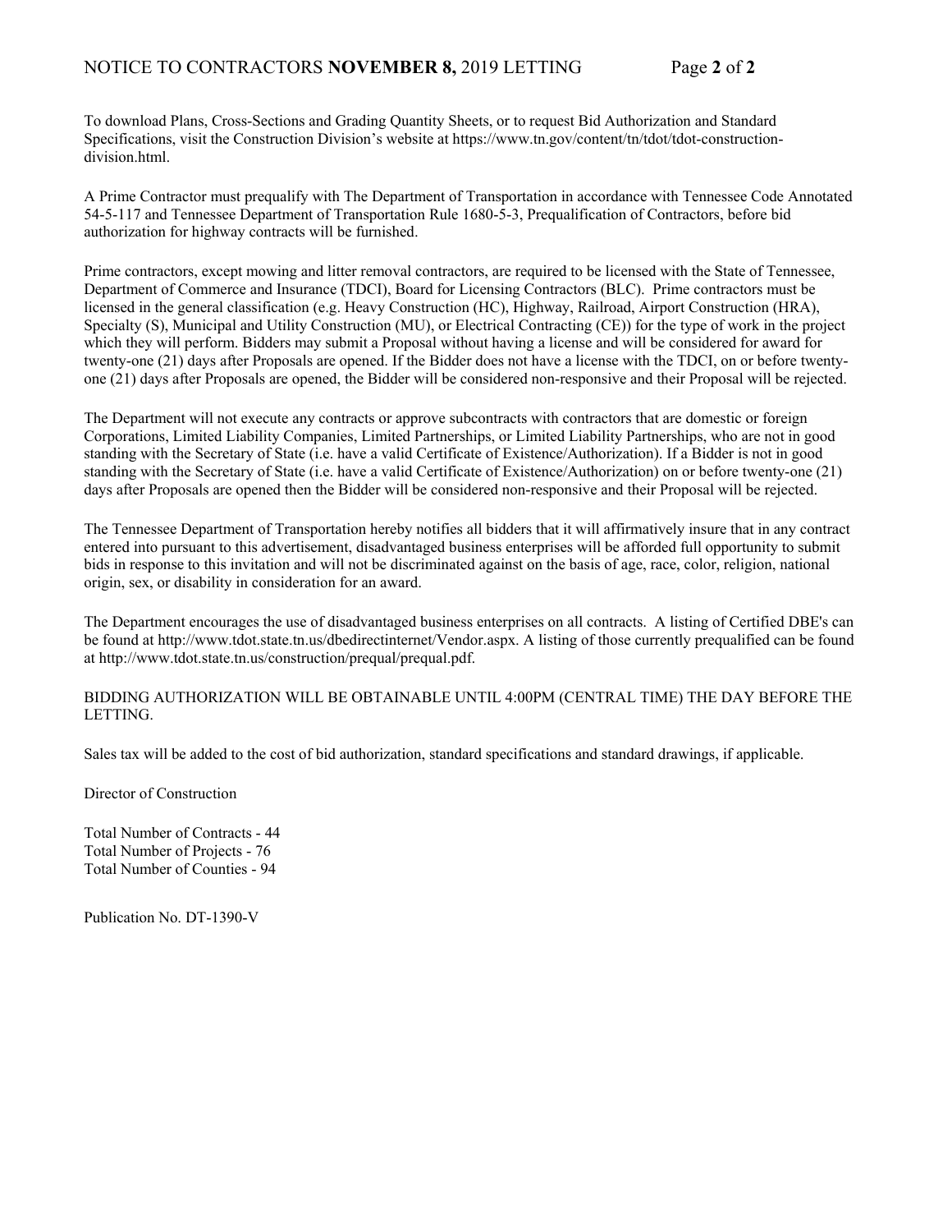To download Plans, Cross-Sections and Grading Quantity Sheets, or to request Bid Authorization and Standard Specifications, visit the Construction Division's website at https://www.tn.gov/content/tn/tdot/tdot-construction-division.html.

A Prime Contractor must prequalify with The Department of Transportation in accordance with Tennessee Code Annotated 54-5-117 and Tennessee Department of Transportation Rule 1680-5-3, Prequalification of Contractors, before bid authorization for highway contracts will be furnished.

Prime contractors, except mowing and litter removal contractors, are required to be licensed with the State of Tennessee, Department of Commerce and Insurance (TDCI), Board for Licensing Contractors (BLC). Prime contractors must be licensed in the general classification (e.g. Heavy Construction (HC), Highway, Railroad, Airport Construction (HRA), Specialty (S), Municipal and Utility Construction (MU), or Electrical Contracting (CE)) for the type of work in the project which they will perform. Bidders may submit a Proposal without having a license and will be considered for award for twenty-one (21) days after Proposals are opened. If the Bidder does not have a license with the TDCI, on or before twenty-one (21) days after Proposals are opened, the Bidder will be considered non-responsive and their Proposal will be rejected.

The Department will not execute any contracts or approve subcontracts with contractors that are domestic or foreign Corporations, Limited Liability Companies, Limited Partnerships, or Limited Liability Partnerships, who are not in good standing with the Secretary of State (i.e. have a valid Certificate of Existence/Authorization). If a Bidder is not in good standing with the Secretary of State (i.e. have a valid Certificate of Existence/Authorization) on or before twenty-one (21) days after Proposals are opened then the Bidder will be considered non-responsive and their Proposal will be rejected.

The Tennessee Department of Transportation hereby notifies all bidders that it will affirmatively insure that in any contract entered into pursuant to this advertisement, disadvantaged business enterprises will be afforded full opportunity to submit bids in response to this invitation and will not be discriminated against on the basis of age, race, color, religion, national origin, sex, or disability in consideration for an award.

The Department encourages the use of disadvantaged business enterprises on all contracts. A listing of Certified DBE's can be found at http://www.tdot.state.tn.us/dbedirectinternet/Vendor.aspx. A listing of those currently prequalified can be found at http://www.tdot.state.tn.us/construction/prequal/prequal.pdf.

BIDDING AUTHORIZATION WILL BE OBTAINABLE UNTIL 4:00PM (CENTRAL TIME) THE DAY BEFORE THE LETTING.

Sales tax will be added to the cost of bid authorization, standard specifications and standard drawings, if applicable.

Director of Construction

Total Number of Contracts - 44
Total Number of Projects - 76
Total Number of Counties - 94

Publication No. DT-1390-V